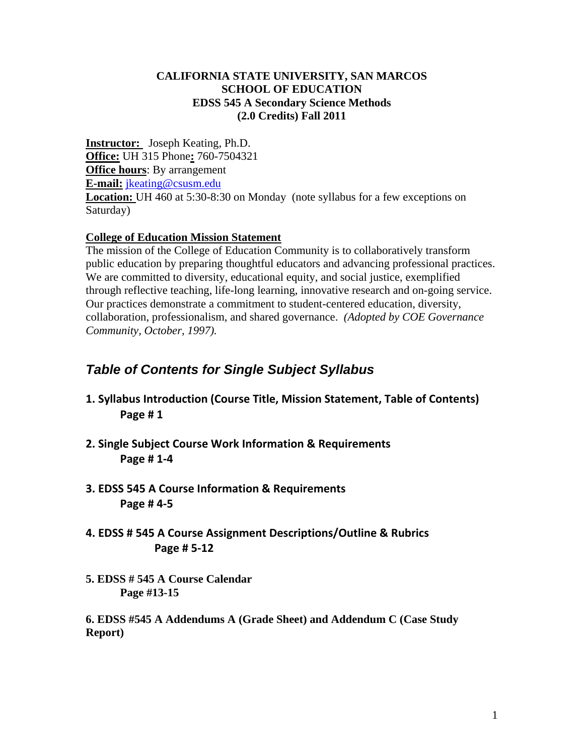**CALIFORNIA STATE UNIVERSITY, SAN MARCOS**
**SCHOOL OF EDUCATION**
**EDSS 545 A Secondary Science Methods**
**(2.0 Credits) Fall 2011**

**Instructor:** Joseph Keating, Ph.D.
**Office:** UH 315 Phone**:** 760-7504321
**Office hours**: By arrangement
**E-mail:** jkeating@csusm.edu
**Location:** UH 460 at 5:30-8:30 on Monday (note syllabus for a few exceptions on Saturday)

**College of Education Mission Statement**

The mission of the College of Education Community is to collaboratively transform public education by preparing thoughtful educators and advancing professional practices. We are committed to diversity, educational equity, and social justice, exemplified through reflective teaching, life-long learning, innovative research and on-going service. Our practices demonstrate a commitment to student-centered education, diversity, collaboration, professionalism, and shared governance. *(Adopted by COE Governance Community, October, 1997).*

## *Table of Contents for Single Subject Syllabus*

**1. Syllabus Introduction (Course Title, Mission Statement, Table of Contents)**
**Page # 1**

**2. Single Subject Course Work Information & Requirements**
**Page # 1-4**

**3. EDSS 545 A Course Information & Requirements**
**Page # 4-5**

**4. EDSS # 545 A Course Assignment Descriptions/Outline & Rubrics**
**Page # 5-12**

**5. EDSS # 545 A Course Calendar**
**Page #13-15**

**6. EDSS #545 A Addendums A (Grade Sheet) and Addendum C (Case Study Report)**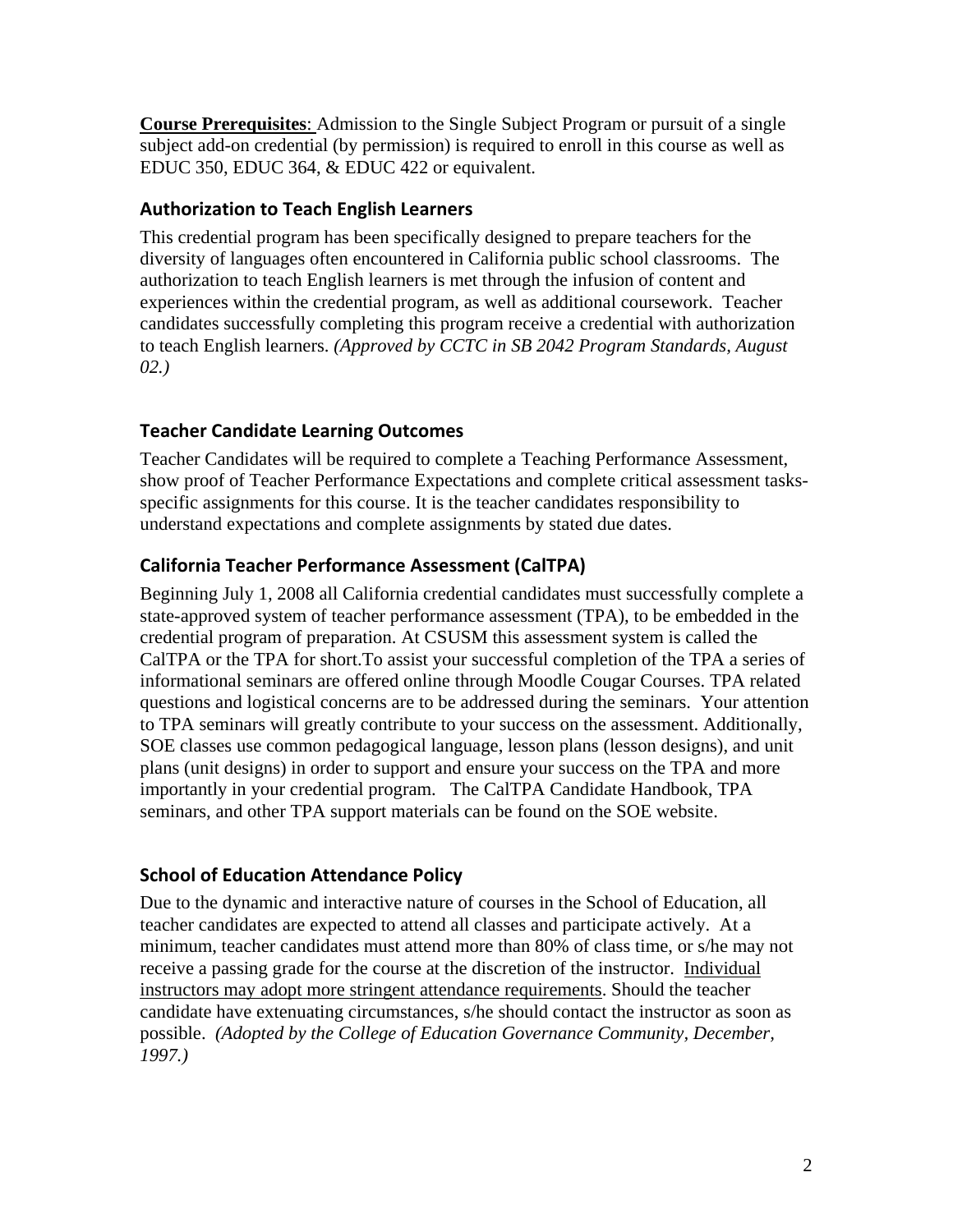**Course Prerequisites**: Admission to the Single Subject Program or pursuit of a single subject add-on credential (by permission) is required to enroll in this course as well as EDUC 350, EDUC 364, & EDUC 422 or equivalent.

## Authorization to Teach English Learners

This credential program has been specifically designed to prepare teachers for the diversity of languages often encountered in California public school classrooms. The authorization to teach English learners is met through the infusion of content and experiences within the credential program, as well as additional coursework. Teacher candidates successfully completing this program receive a credential with authorization to teach English learners. *(Approved by CCTC in SB 2042 Program Standards, August 02.)*

## Teacher Candidate Learning Outcomes

Teacher Candidates will be required to complete a Teaching Performance Assessment, show proof of Teacher Performance Expectations and complete critical assessment tasks-specific assignments for this course. It is the teacher candidates responsibility to understand expectations and complete assignments by stated due dates.

## California Teacher Performance Assessment (CalTPA)

Beginning July 1, 2008 all California credential candidates must successfully complete a state-approved system of teacher performance assessment (TPA), to be embedded in the credential program of preparation. At CSUSM this assessment system is called the CalTPA or the TPA for short.To assist your successful completion of the TPA a series of informational seminars are offered online through Moodle Cougar Courses. TPA related questions and logistical concerns are to be addressed during the seminars. Your attention to TPA seminars will greatly contribute to your success on the assessment. Additionally, SOE classes use common pedagogical language, lesson plans (lesson designs), and unit plans (unit designs) in order to support and ensure your success on the TPA and more importantly in your credential program. The CalTPA Candidate Handbook, TPA seminars, and other TPA support materials can be found on the SOE website.

## School of Education Attendance Policy

Due to the dynamic and interactive nature of courses in the School of Education, all teacher candidates are expected to attend all classes and participate actively. At a minimum, teacher candidates must attend more than 80% of class time, or s/he may not receive a passing grade for the course at the discretion of the instructor. <u>Individual instructors may adopt more stringent attendance requirements</u>. Should the teacher candidate have extenuating circumstances, s/he should contact the instructor as soon as possible. *(Adopted by the College of Education Governance Community, December, 1997.)*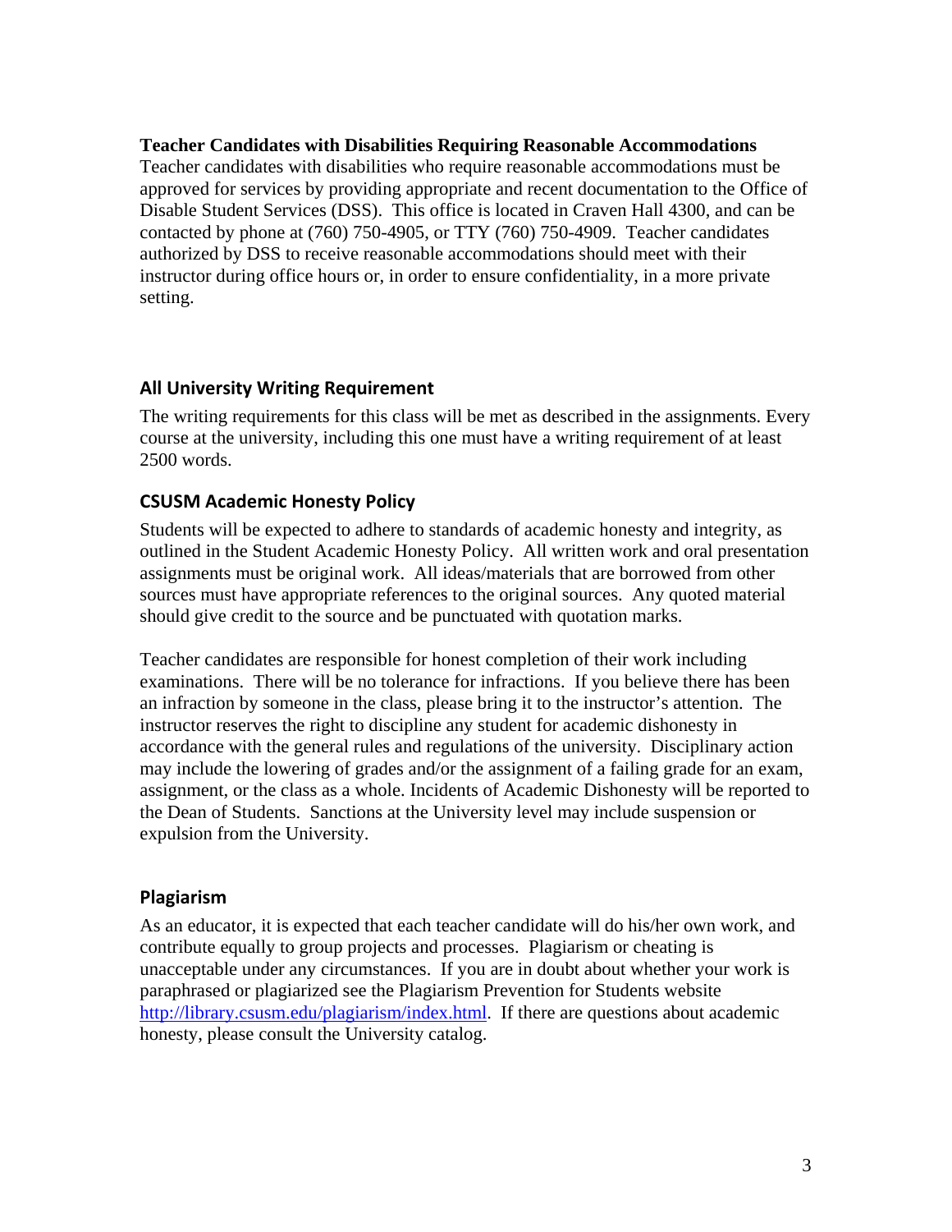**Teacher Candidates with Disabilities Requiring Reasonable Accommodations**

Teacher candidates with disabilities who require reasonable accommodations must be approved for services by providing appropriate and recent documentation to the Office of Disable Student Services (DSS). This office is located in Craven Hall 4300, and can be contacted by phone at (760) 750-4905, or TTY (760) 750-4909. Teacher candidates authorized by DSS to receive reasonable accommodations should meet with their instructor during office hours or, in order to ensure confidentiality, in a more private setting.

## All University Writing Requirement

The writing requirements for this class will be met as described in the assignments. Every course at the university, including this one must have a writing requirement of at least 2500 words.

## CSUSM Academic Honesty Policy

Students will be expected to adhere to standards of academic honesty and integrity, as outlined in the Student Academic Honesty Policy. All written work and oral presentation assignments must be original work. All ideas/materials that are borrowed from other sources must have appropriate references to the original sources. Any quoted material should give credit to the source and be punctuated with quotation marks.

Teacher candidates are responsible for honest completion of their work including examinations. There will be no tolerance for infractions. If you believe there has been an infraction by someone in the class, please bring it to the instructor's attention. The instructor reserves the right to discipline any student for academic dishonesty in accordance with the general rules and regulations of the university. Disciplinary action may include the lowering of grades and/or the assignment of a failing grade for an exam, assignment, or the class as a whole. Incidents of Academic Dishonesty will be reported to the Dean of Students. Sanctions at the University level may include suspension or expulsion from the University.

## Plagiarism

As an educator, it is expected that each teacher candidate will do his/her own work, and contribute equally to group projects and processes. Plagiarism or cheating is unacceptable under any circumstances. If you are in doubt about whether your work is paraphrased or plagiarized see the Plagiarism Prevention for Students website http://library.csusm.edu/plagiarism/index.html. If there are questions about academic honesty, please consult the University catalog.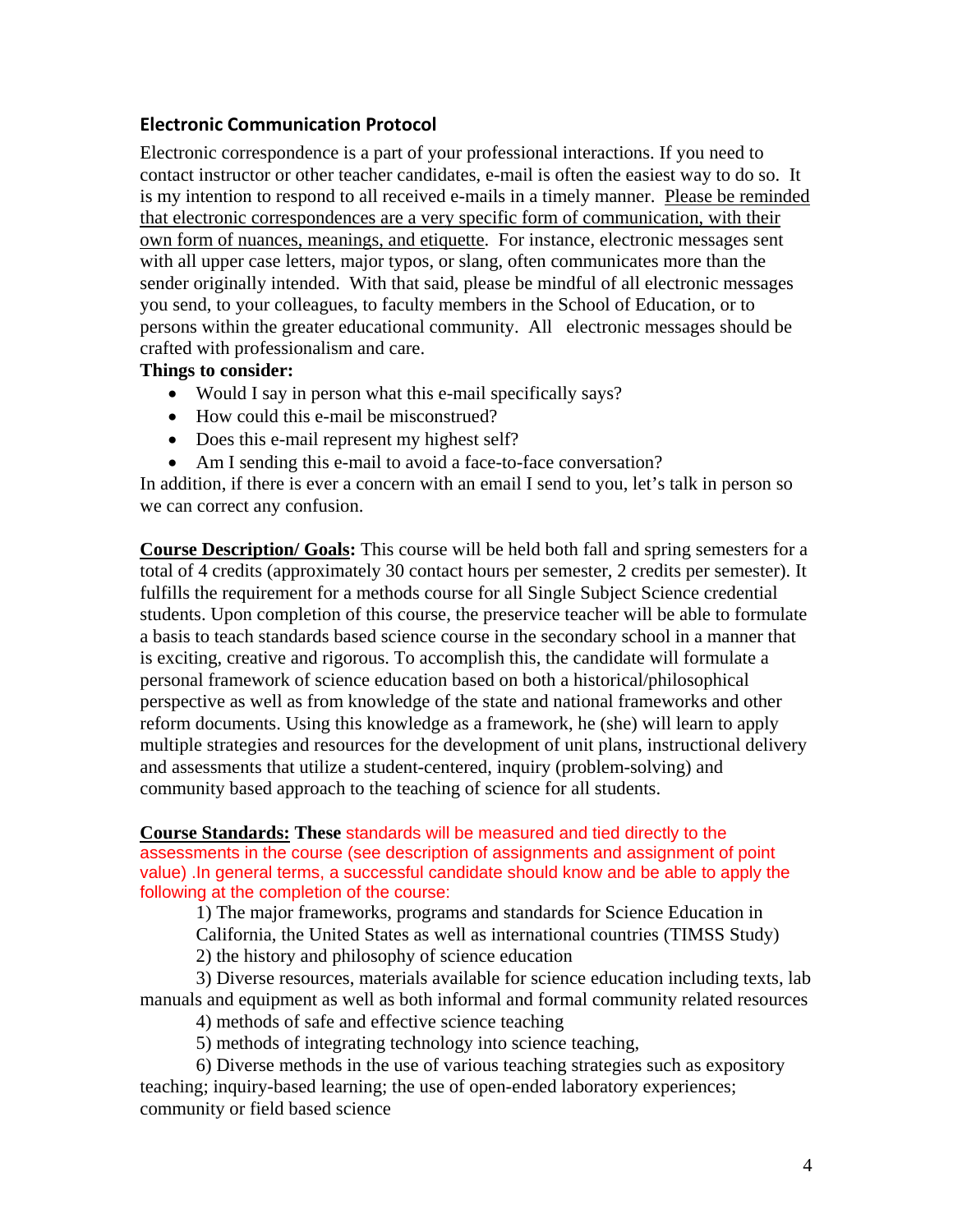### Electronic Communication Protocol

Electronic correspondence is a part of your professional interactions. If you need to contact instructor or other teacher candidates, e-mail is often the easiest way to do so. It is my intention to respond to all received e-mails in a timely manner. Please be reminded that electronic correspondences are a very specific form of communication, with their own form of nuances, meanings, and etiquette. For instance, electronic messages sent with all upper case letters, major typos, or slang, often communicates more than the sender originally intended. With that said, please be mindful of all electronic messages you send, to your colleagues, to faculty members in the School of Education, or to persons within the greater educational community. All electronic messages should be crafted with professionalism and care.

**Things to consider:**

- Would I say in person what this e-mail specifically says?
- How could this e-mail be misconstrued?
- Does this e-mail represent my highest self?
- Am I sending this e-mail to avoid a face-to-face conversation?

In addition, if there is ever a concern with an email I send to you, let's talk in person so we can correct any confusion.

**Course Description/ Goals:** This course will be held both fall and spring semesters for a total of 4 credits (approximately 30 contact hours per semester, 2 credits per semester). It fulfills the requirement for a methods course for all Single Subject Science credential students. Upon completion of this course, the preservice teacher will be able to formulate a basis to teach standards based science course in the secondary school in a manner that is exciting, creative and rigorous. To accomplish this, the candidate will formulate a personal framework of science education based on both a historical/philosophical perspective as well as from knowledge of the state and national frameworks and other reform documents. Using this knowledge as a framework, he (she) will learn to apply multiple strategies and resources for the development of unit plans, instructional delivery and assessments that utilize a student-centered, inquiry (problem-solving) and community based approach to the teaching of science for all students.

**Course Standards: These** standards will be measured and tied directly to the assessments in the course (see description of assignments and assignment of point value) .In general terms, a successful candidate should know and be able to apply the following at the completion of the course:

1) The major frameworks, programs and standards for Science Education in California, the United States as well as international countries (TIMSS Study)
2) the history and philosophy of science education
3) Diverse resources, materials available for science education including texts, lab manuals and equipment as well as both informal and formal community related resources
4) methods of safe and effective science teaching
5) methods of integrating technology into science teaching,
6) Diverse methods in the use of various teaching strategies such as expository teaching; inquiry-based learning; the use of open-ended laboratory experiences; community or field based science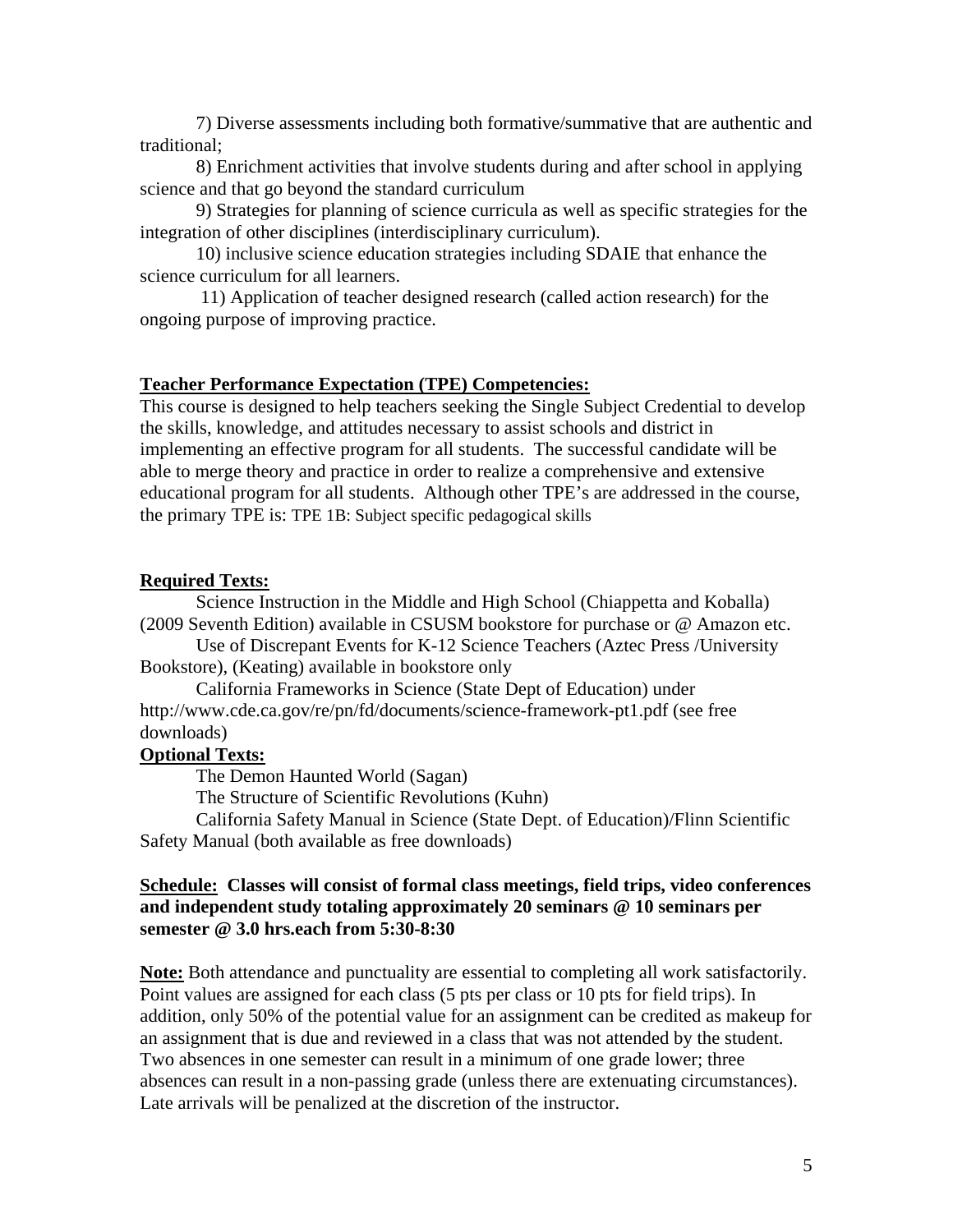7) Diverse assessments including both formative/summative that are authentic and traditional;

8) Enrichment activities that involve students during and after school in applying science and that go beyond the standard curriculum

9) Strategies for planning of science curricula as well as specific strategies for the integration of other disciplines (interdisciplinary curriculum).

10) inclusive science education strategies including SDAIE that enhance the science curriculum for all learners.

11) Application of teacher designed research (called action research) for the ongoing purpose of improving practice.

**Teacher Performance Expectation (TPE) Competencies:**

This course is designed to help teachers seeking the Single Subject Credential to develop the skills, knowledge, and attitudes necessary to assist schools and district in implementing an effective program for all students. The successful candidate will be able to merge theory and practice in order to realize a comprehensive and extensive educational program for all students. Although other TPE's are addressed in the course, the primary TPE is: TPE 1B: Subject specific pedagogical skills

**Required Texts:**

Science Instruction in the Middle and High School (Chiappetta and Koballa) (2009 Seventh Edition) available in CSUSM bookstore for purchase or @ Amazon etc.

Use of Discrepant Events for K-12 Science Teachers (Aztec Press /University Bookstore), (Keating) available in bookstore only

California Frameworks in Science (State Dept of Education) under http://www.cde.ca.gov/re/pn/fd/documents/science-framework-pt1.pdf (see free downloads)

**Optional Texts:**

The Demon Haunted World (Sagan)

The Structure of Scientific Revolutions (Kuhn)

California Safety Manual in Science (State Dept. of Education)/Flinn Scientific Safety Manual (both available as free downloads)

**Schedule: Classes will consist of formal class meetings, field trips, video conferences and independent study totaling approximately 20 seminars @ 10 seminars per semester @ 3.0 hrs.each from 5:30-8:30**

**Note:** Both attendance and punctuality are essential to completing all work satisfactorily. Point values are assigned for each class (5 pts per class or 10 pts for field trips). In addition, only 50% of the potential value for an assignment can be credited as makeup for an assignment that is due and reviewed in a class that was not attended by the student. Two absences in one semester can result in a minimum of one grade lower; three absences can result in a non-passing grade (unless there are extenuating circumstances). Late arrivals will be penalized at the discretion of the instructor.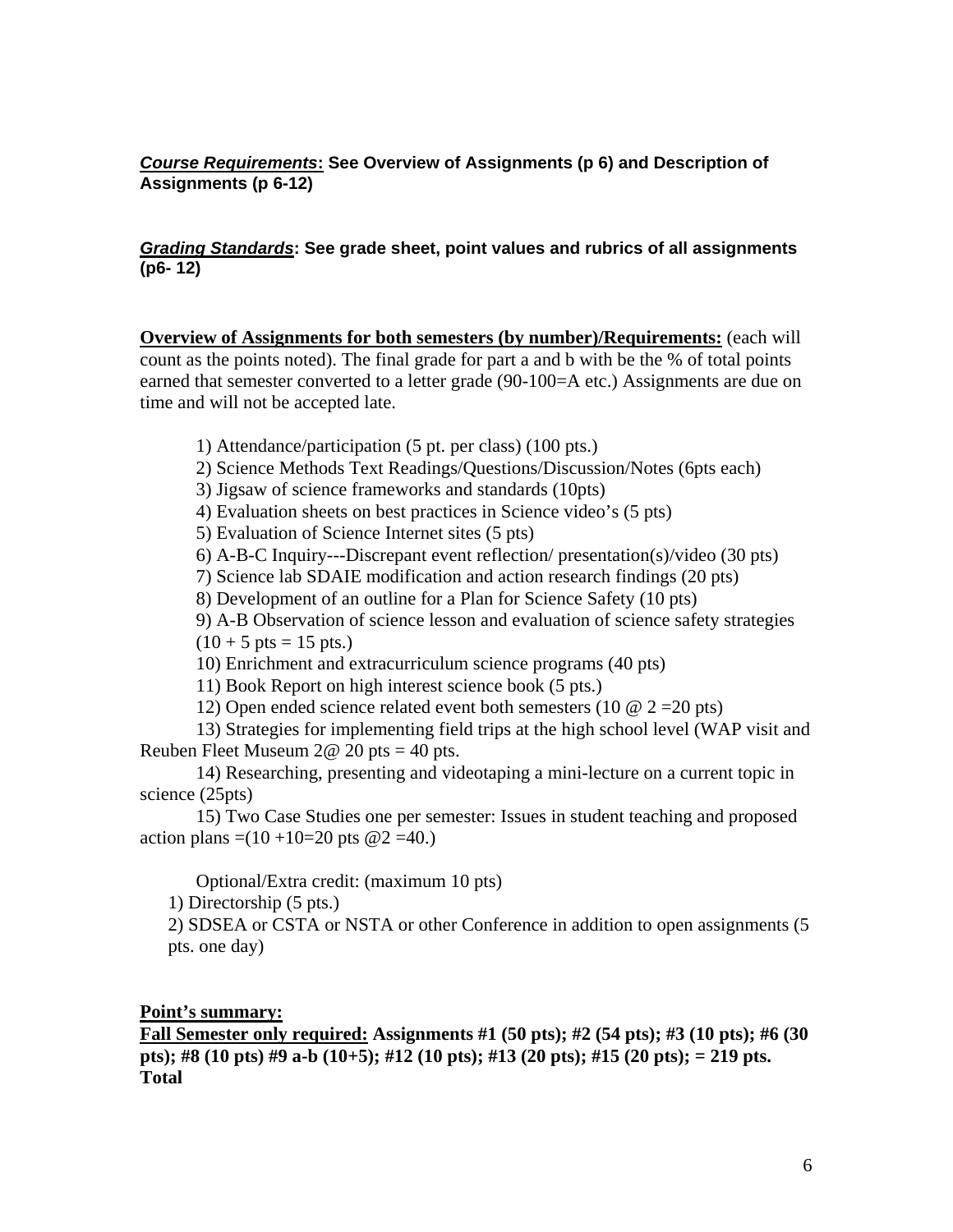***Course Requirements*: See Overview of Assignments (p 6) and Description of Assignments (p 6-12)**

***Grading Standards*: See grade sheet, point values and rubrics of all assignments (p6- 12)**

**Overview of Assignments for both semesters (by number)/Requirements:** (each will count as the points noted). The final grade for part a and b with be the % of total points earned that semester converted to a letter grade (90-100=A etc.) Assignments are due on time and will not be accepted late.

1) Attendance/participation (5 pt. per class) (100 pts.)
2) Science Methods Text Readings/Questions/Discussion/Notes (6pts each)
3) Jigsaw of science frameworks and standards (10pts)
4) Evaluation sheets on best practices in Science video's (5 pts)
5) Evaluation of Science Internet sites (5 pts)
6) A-B-C Inquiry---Discrepant event reflection/ presentation(s)/video (30 pts)
7) Science lab SDAIE modification and action research findings (20 pts)
8) Development of an outline for a Plan for Science Safety (10 pts)
9) A-B Observation of science lesson and evaluation of science safety strategies (10 + 5 pts = 15 pts.)
10) Enrichment and extracurriculum science programs (40 pts)
11) Book Report on high interest science book (5 pts.)
12) Open ended science related event both semesters (10 @ 2 =20 pts)
13) Strategies for implementing field trips at the high school level (WAP visit and Reuben Fleet Museum 2@ 20 pts = 40 pts.
14) Researching, presenting and videotaping a mini-lecture on a current topic in science (25pts)
15) Two Case Studies one per semester: Issues in student teaching and proposed action plans =(10 +10=20 pts @2 =40.)

Optional/Extra credit: (maximum 10 pts)

1) Directorship (5 pts.)
2) SDSEA or CSTA or NSTA or other Conference in addition to open assignments (5 pts. one day)

**Point's summary:**

**Fall Semester only required: Assignments #1 (50 pts); #2 (54 pts); #3 (10 pts); #6 (30 pts); #8 (10 pts) #9 a-b (10+5); #12 (10 pts); #13 (20 pts); #15 (20 pts); = 219 pts. Total**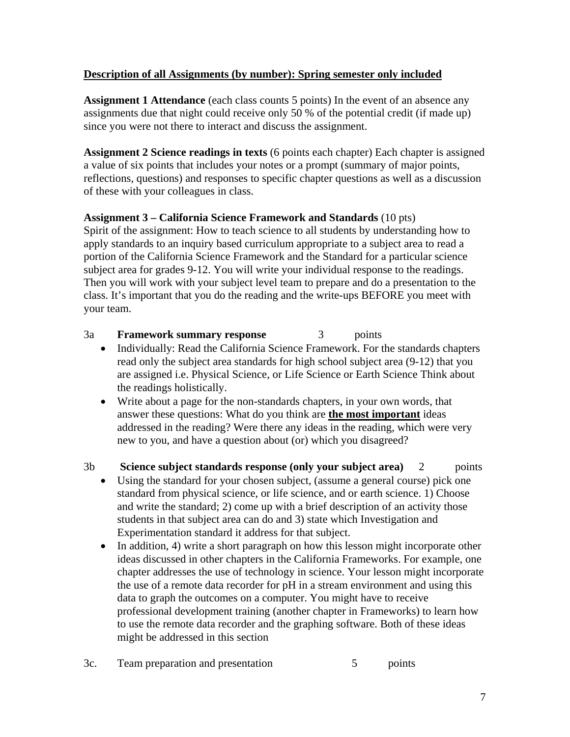**<u>Description of all Assignments (by number): Spring semester only included</u>**

**Assignment 1 Attendance** (each class counts 5 points) In the event of an absence any assignments due that night could receive only 50 % of the potential credit (if made up) since you were not there to interact and discuss the assignment.

**Assignment 2 Science readings in texts** (6 points each chapter) Each chapter is assigned a value of six points that includes your notes or a prompt (summary of major points, reflections, questions) and responses to specific chapter questions as well as a discussion of these with your colleagues in class.

**Assignment 3 – California Science Framework and Standards** (10 pts)
Spirit of the assignment: How to teach science to all students by understanding how to apply standards to an inquiry based curriculum appropriate to a subject area to read a portion of the California Science Framework and the Standard for a particular science subject area for grades 9-12. You will write your individual response to the readings. Then you will work with your subject level team to prepare and do a presentation to the class. It's important that you do the reading and the write-ups BEFORE you meet with your team.

3a **Framework summary response** 3 points

- Individually: Read the California Science Framework. For the standards chapters read only the subject area standards for high school subject area (9-12) that you are assigned i.e. Physical Science, or Life Science or Earth Science Think about the readings holistically.
- Write about a page for the non-standards chapters, in your own words, that answer these questions: What do you think are **<u>the most important</u>** ideas addressed in the reading? Were there any ideas in the reading, which were very new to you, and have a question about (or) which you disagreed?

3b **Science subject standards response (only your subject area)** 2 points

- Using the standard for your chosen subject, (assume a general course) pick one standard from physical science, or life science, and or earth science. 1) Choose and write the standard; 2) come up with a brief description of an activity those students in that subject area can do and 3) state which Investigation and Experimentation standard it address for that subject.
- In addition, 4) write a short paragraph on how this lesson might incorporate other ideas discussed in other chapters in the California Frameworks. For example, one chapter addresses the use of technology in science. Your lesson might incorporate the use of a remote data recorder for pH in a stream environment and using this data to graph the outcomes on a computer. You might have to receive professional development training (another chapter in Frameworks) to learn how to use the remote data recorder and the graphing software. Both of these ideas might be addressed in this section

3c. Team preparation and presentation 5 points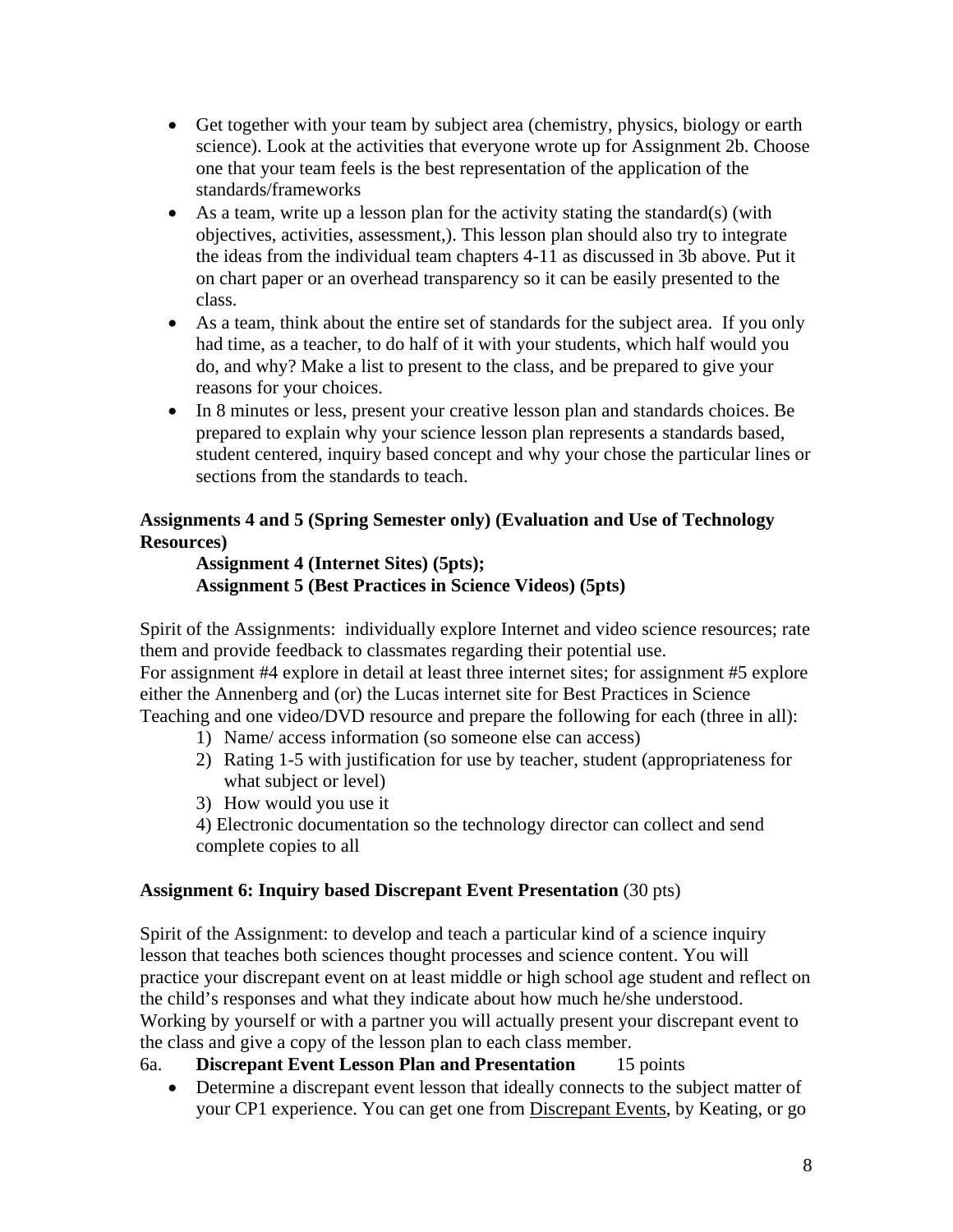- Get together with your team by subject area (chemistry, physics, biology or earth science). Look at the activities that everyone wrote up for Assignment 2b. Choose one that your team feels is the best representation of the application of the standards/frameworks
- As a team, write up a lesson plan for the activity stating the standard(s) (with objectives, activities, assessment,). This lesson plan should also try to integrate the ideas from the individual team chapters 4-11 as discussed in 3b above. Put it on chart paper or an overhead transparency so it can be easily presented to the class.
- As a team, think about the entire set of standards for the subject area. If you only had time, as a teacher, to do half of it with your students, which half would you do, and why? Make a list to present to the class, and be prepared to give your reasons for your choices.
- In 8 minutes or less, present your creative lesson plan and standards choices. Be prepared to explain why your science lesson plan represents a standards based, student centered, inquiry based concept and why your chose the particular lines or sections from the standards to teach.

**Assignments 4 and 5 (Spring Semester only) (Evaluation and Use of Technology Resources)**

**Assignment 4 (Internet Sites) (5pts);**
**Assignment 5 (Best Practices in Science Videos) (5pts)**

Spirit of the Assignments: individually explore Internet and video science resources; rate them and provide feedback to classmates regarding their potential use.
For assignment #4 explore in detail at least three internet sites; for assignment #5 explore either the Annenberg and (or) the Lucas internet site for Best Practices in Science Teaching and one video/DVD resource and prepare the following for each (three in all):

1) Name/ access information (so someone else can access)
2) Rating 1-5 with justification for use by teacher, student (appropriateness for what subject or level)
3) How would you use it
4) Electronic documentation so the technology director can collect and send complete copies to all

**Assignment 6: Inquiry based Discrepant Event Presentation** (30 pts)

Spirit of the Assignment: to develop and teach a particular kind of a science inquiry lesson that teaches both sciences thought processes and science content. You will practice your discrepant event on at least middle or high school age student and reflect on the child's responses and what they indicate about how much he/she understood. Working by yourself or with a partner you will actually present your discrepant event to the class and give a copy of the lesson plan to each class member.

6a. **Discrepant Event Lesson Plan and Presentation** 15 points

- Determine a discrepant event lesson that ideally connects to the subject matter of your CP1 experience. You can get one from Discrepant Events, by Keating, or go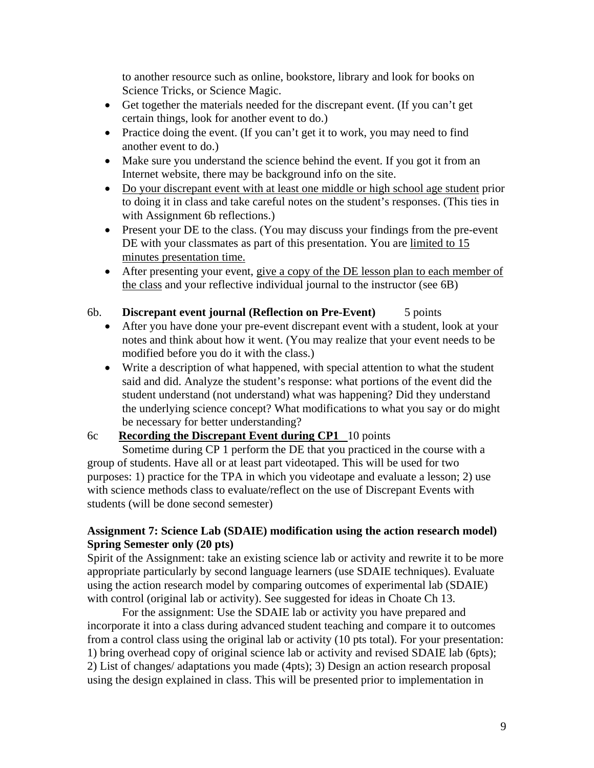to another resource such as online, bookstore, library and look for books on Science Tricks, or Science Magic.

- Get together the materials needed for the discrepant event. (If you can't get certain things, look for another event to do.)
- Practice doing the event. (If you can't get it to work, you may need to find another event to do.)
- Make sure you understand the science behind the event. If you got it from an Internet website, there may be background info on the site.
- <u>Do your discrepant event with at least one middle or high school age student</u> prior to doing it in class and take careful notes on the student's responses. (This ties in with Assignment 6b reflections.)
- Present your DE to the class. (You may discuss your findings from the pre-event DE with your classmates as part of this presentation. You are <u>limited to 15 minutes presentation time.</u>
- After presenting your event, <u>give a copy of the DE lesson plan to each member of the class</u> and your reflective individual journal to the instructor (see 6B)

6b. **Discrepant event journal (Reflection on Pre-Event)** 5 points

- After you have done your pre-event discrepant event with a student, look at your notes and think about how it went. (You may realize that your event needs to be modified before you do it with the class.)
- Write a description of what happened, with special attention to what the student said and did. Analyze the student's response: what portions of the event did the student understand (not understand) what was happening? Did they understand the underlying science concept? What modifications to what you say or do might be necessary for better understanding?

6c **<u>Recording the Discrepant Event during CP1</u>** 10 points

Sometime during CP 1 perform the DE that you practiced in the course with a group of students. Have all or at least part videotaped. This will be used for two purposes: 1) practice for the TPA in which you videotape and evaluate a lesson; 2) use with science methods class to evaluate/reflect on the use of Discrepant Events with students (will be done second semester)

**Assignment 7: Science Lab (SDAIE) modification using the action research model) Spring Semester only (20 pts)**

Spirit of the Assignment: take an existing science lab or activity and rewrite it to be more appropriate particularly by second language learners (use SDAIE techniques). Evaluate using the action research model by comparing outcomes of experimental lab (SDAIE) with control (original lab or activity). See suggested for ideas in Choate Ch 13.

For the assignment: Use the SDAIE lab or activity you have prepared and incorporate it into a class during advanced student teaching and compare it to outcomes from a control class using the original lab or activity (10 pts total). For your presentation: 1) bring overhead copy of original science lab or activity and revised SDAIE lab (6pts); 2) List of changes/ adaptations you made (4pts); 3) Design an action research proposal using the design explained in class. This will be presented prior to implementation in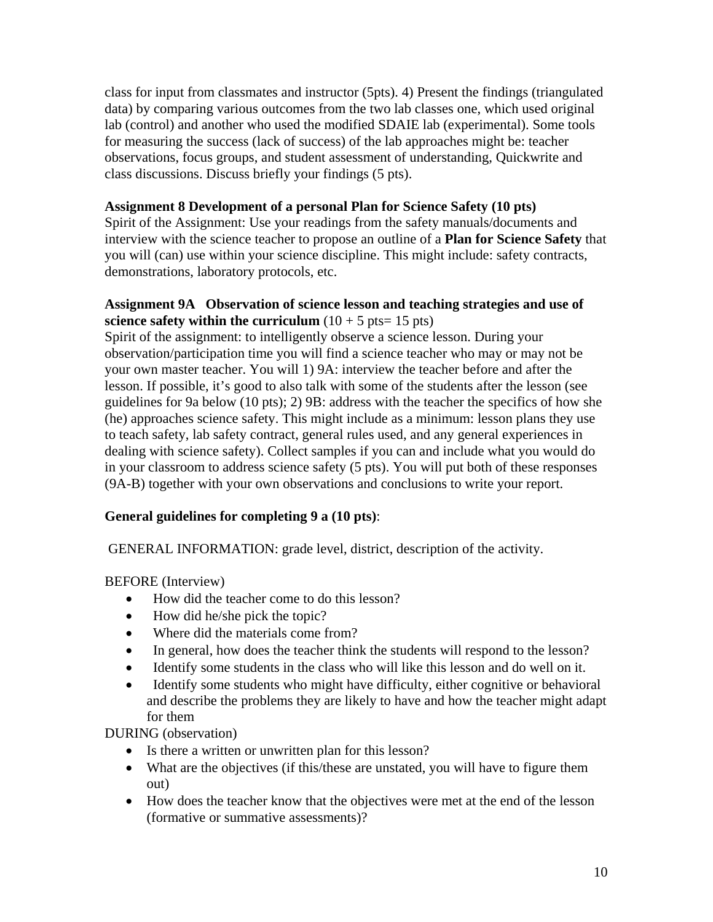class for input from classmates and instructor (5pts). 4) Present the findings (triangulated data) by comparing various outcomes from the two lab classes one, which used original lab (control) and another who used the modified SDAIE lab (experimental). Some tools for measuring the success (lack of success) of the lab approaches might be: teacher observations, focus groups, and student assessment of understanding, Quickwrite and class discussions. Discuss briefly your findings (5 pts).

**Assignment 8 Development of a personal Plan for Science Safety (10 pts)**
Spirit of the Assignment: Use your readings from the safety manuals/documents and interview with the science teacher to propose an outline of a **Plan for Science Safety** that you will (can) use within your science discipline. This might include: safety contracts, demonstrations, laboratory protocols, etc.

**Assignment 9A Observation of science lesson and teaching strategies and use of science safety within the curriculum** (10 + 5 pts= 15 pts)
Spirit of the assignment: to intelligently observe a science lesson. During your observation/participation time you will find a science teacher who may or may not be your own master teacher. You will 1) 9A: interview the teacher before and after the lesson. If possible, it's good to also talk with some of the students after the lesson (see guidelines for 9a below (10 pts); 2) 9B: address with the teacher the specifics of how she (he) approaches science safety. This might include as a minimum: lesson plans they use to teach safety, lab safety contract, general rules used, and any general experiences in dealing with science safety). Collect samples if you can and include what you would do in your classroom to address science safety (5 pts). You will put both of these responses (9A-B) together with your own observations and conclusions to write your report.

**General guidelines for completing 9 a (10 pts)**:

GENERAL INFORMATION: grade level, district, description of the activity.

BEFORE (Interview)

- How did the teacher come to do this lesson?
- How did he/she pick the topic?
- Where did the materials come from?
- In general, how does the teacher think the students will respond to the lesson?
- Identify some students in the class who will like this lesson and do well on it.
- Identify some students who might have difficulty, either cognitive or behavioral and describe the problems they are likely to have and how the teacher might adapt for them

DURING (observation)

- Is there a written or unwritten plan for this lesson?
- What are the objectives (if this/these are unstated, you will have to figure them out)
- How does the teacher know that the objectives were met at the end of the lesson (formative or summative assessments)?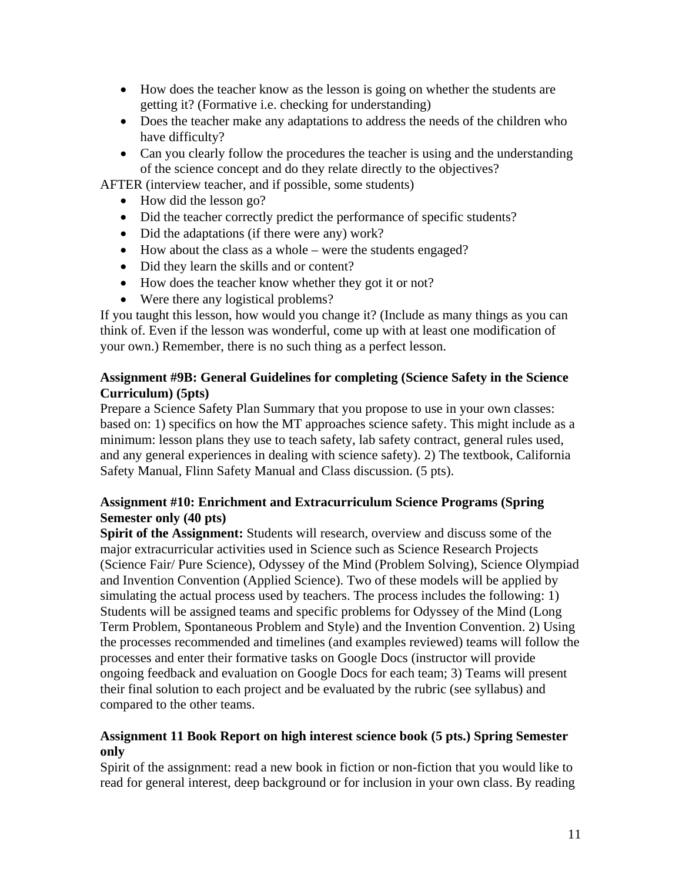- How does the teacher know as the lesson is going on whether the students are getting it? (Formative i.e. checking for understanding)
- Does the teacher make any adaptations to address the needs of the children who have difficulty?
- Can you clearly follow the procedures the teacher is using and the understanding of the science concept and do they relate directly to the objectives?

AFTER (interview teacher, and if possible, some students)

- How did the lesson go?
- Did the teacher correctly predict the performance of specific students?
- Did the adaptations (if there were any) work?
- How about the class as a whole – were the students engaged?
- Did they learn the skills and or content?
- How does the teacher know whether they got it or not?
- Were there any logistical problems?

If you taught this lesson, how would you change it? (Include as many things as you can think of. Even if the lesson was wonderful, come up with at least one modification of your own.) Remember, there is no such thing as a perfect lesson.

**Assignment #9B: General Guidelines for completing (Science Safety in the Science Curriculum) (5pts)**

Prepare a Science Safety Plan Summary that you propose to use in your own classes: based on: 1) specifics on how the MT approaches science safety. This might include as a minimum: lesson plans they use to teach safety, lab safety contract, general rules used, and any general experiences in dealing with science safety). 2) The textbook, California Safety Manual, Flinn Safety Manual and Class discussion. (5 pts).

**Assignment #10: Enrichment and Extracurriculum Science Programs (Spring Semester only (40 pts)**

**Spirit of the Assignment:** Students will research, overview and discuss some of the major extracurricular activities used in Science such as Science Research Projects (Science Fair/ Pure Science), Odyssey of the Mind (Problem Solving), Science Olympiad and Invention Convention (Applied Science). Two of these models will be applied by simulating the actual process used by teachers. The process includes the following: 1) Students will be assigned teams and specific problems for Odyssey of the Mind (Long Term Problem, Spontaneous Problem and Style) and the Invention Convention. 2) Using the processes recommended and timelines (and examples reviewed) teams will follow the processes and enter their formative tasks on Google Docs (instructor will provide ongoing feedback and evaluation on Google Docs for each team; 3) Teams will present their final solution to each project and be evaluated by the rubric (see syllabus) and compared to the other teams.

**Assignment 11 Book Report on high interest science book (5 pts.) Spring Semester only**

Spirit of the assignment: read a new book in fiction or non-fiction that you would like to read for general interest, deep background or for inclusion in your own class. By reading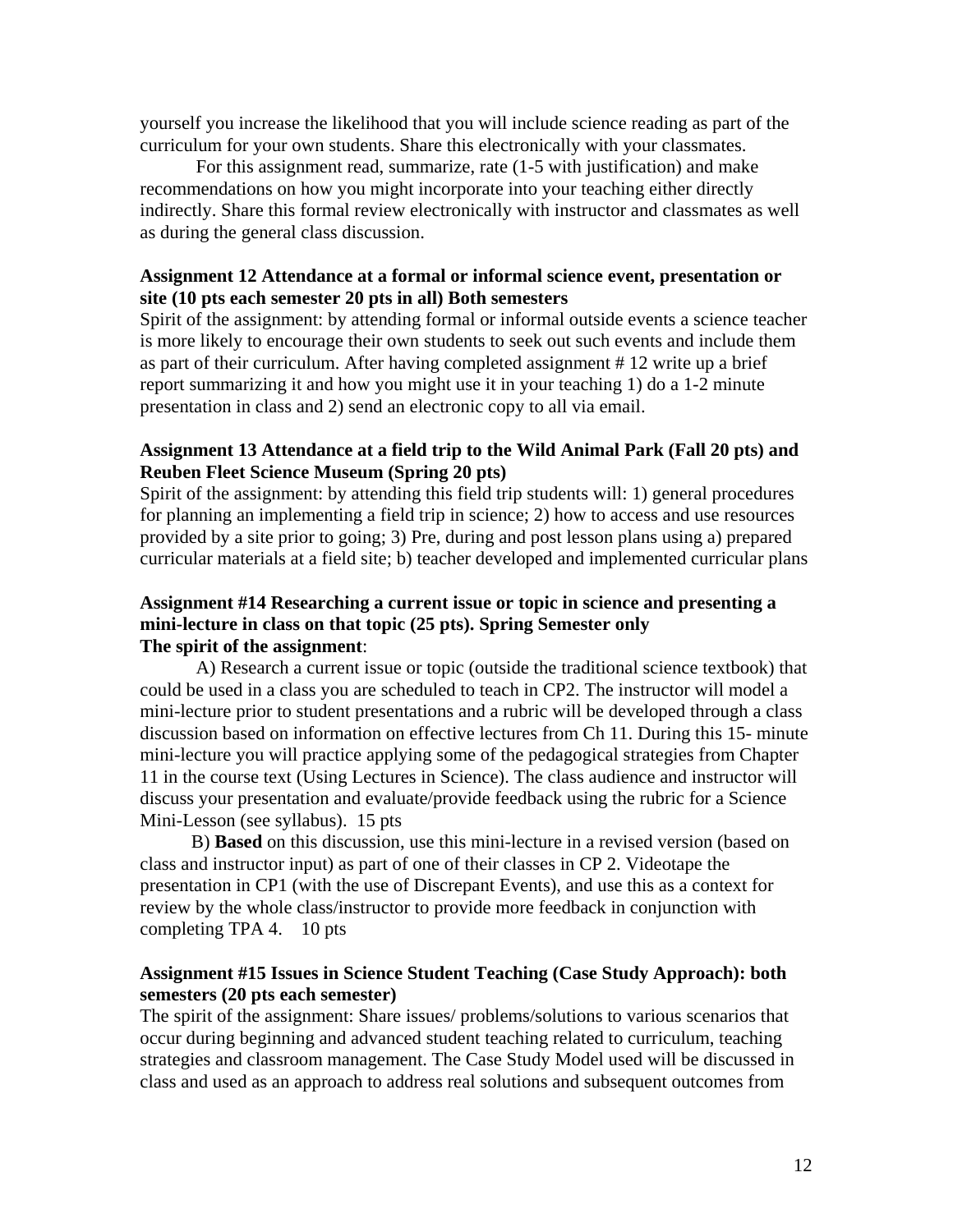yourself you increase the likelihood that you will include science reading as part of the curriculum for your own students. Share this electronically with your classmates.

For this assignment read, summarize, rate (1-5 with justification) and make recommendations on how you might incorporate into your teaching either directly indirectly. Share this formal review electronically with instructor and classmates as well as during the general class discussion.

**Assignment 12 Attendance at a formal or informal science event, presentation or site (10 pts each semester 20 pts in all) Both semesters**

Spirit of the assignment: by attending formal or informal outside events a science teacher is more likely to encourage their own students to seek out such events and include them as part of their curriculum. After having completed assignment # 12 write up a brief report summarizing it and how you might use it in your teaching 1) do a 1-2 minute presentation in class and 2) send an electronic copy to all via email.

**Assignment 13 Attendance at a field trip to the Wild Animal Park (Fall 20 pts) and Reuben Fleet Science Museum (Spring 20 pts)**

Spirit of the assignment: by attending this field trip students will: 1) general procedures for planning an implementing a field trip in science; 2) how to access and use resources provided by a site prior to going; 3) Pre, during and post lesson plans using a) prepared curricular materials at a field site; b) teacher developed and implemented curricular plans

**Assignment #14 Researching a current issue or topic in science and presenting a mini-lecture in class on that topic (25 pts). Spring Semester only**

**The spirit of the assignment**:

A) Research a current issue or topic (outside the traditional science textbook) that could be used in a class you are scheduled to teach in CP2. The instructor will model a mini-lecture prior to student presentations and a rubric will be developed through a class discussion based on information on effective lectures from Ch 11. During this 15- minute mini-lecture you will practice applying some of the pedagogical strategies from Chapter 11 in the course text (Using Lectures in Science). The class audience and instructor will discuss your presentation and evaluate/provide feedback using the rubric for a Science Mini-Lesson (see syllabus). 15 pts

B) **Based** on this discussion, use this mini-lecture in a revised version (based on class and instructor input) as part of one of their classes in CP 2. Videotape the presentation in CP1 (with the use of Discrepant Events), and use this as a context for review by the whole class/instructor to provide more feedback in conjunction with completing TPA 4. 10 pts

**Assignment #15 Issues in Science Student Teaching (Case Study Approach): both semesters (20 pts each semester)**

The spirit of the assignment: Share issues/ problems/solutions to various scenarios that occur during beginning and advanced student teaching related to curriculum, teaching strategies and classroom management. The Case Study Model used will be discussed in class and used as an approach to address real solutions and subsequent outcomes from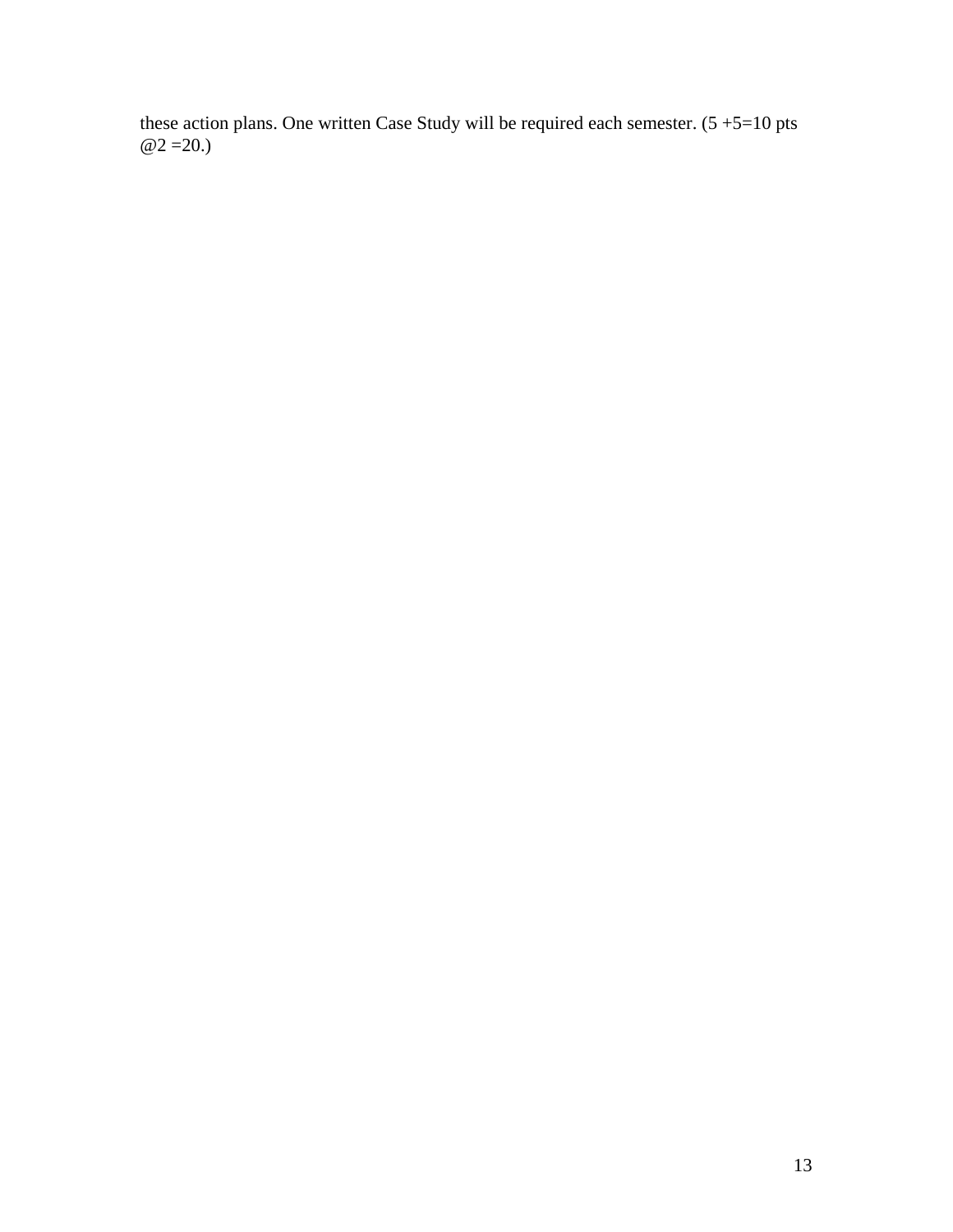these action plans. One written Case Study will be required each semester. (5 +5=10 pts @2 =20.)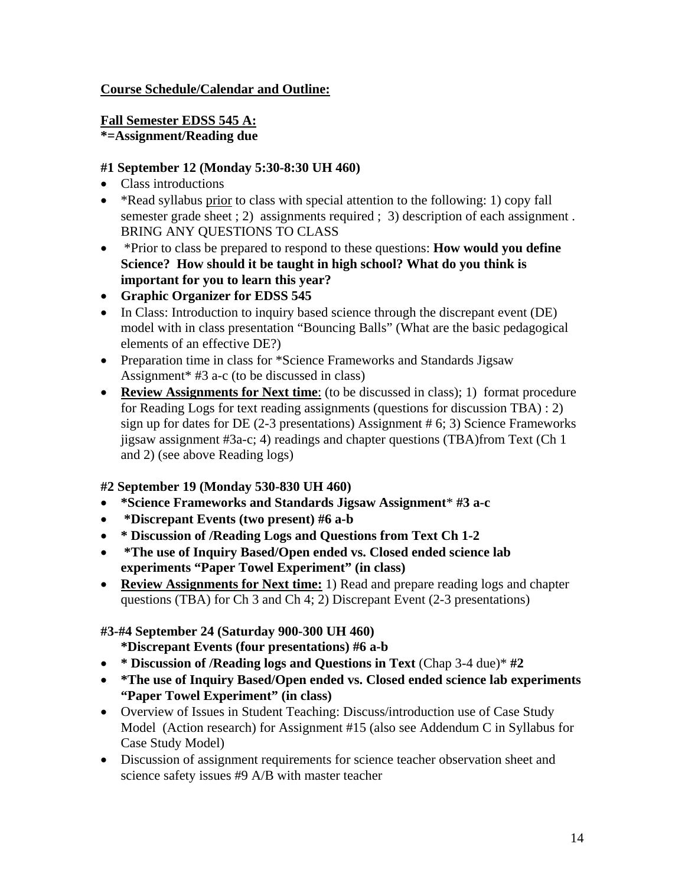**<u>Course Schedule/Calendar and Outline:</u>**

**<u>Fall Semester EDSS 545 A:</u>**
***=Assignment/Reading due**

**#1 September 12 (Monday 5:30-8:30 UH 460)**

- Class introductions
- *Read syllabus <u>prior</u> to class with special attention to the following: 1) copy fall semester grade sheet ; 2) assignments required ; 3) description of each assignment . BRING ANY QUESTIONS TO CLASS
- *Prior to class be prepared to respond to these questions: **How would you define Science? How should it be taught in high school? What do you think is important for you to learn this year?**
- **Graphic Organizer for EDSS 545**
- In Class: Introduction to inquiry based science through the discrepant event (DE) model with in class presentation "Bouncing Balls" (What are the basic pedagogical elements of an effective DE?)
- Preparation time in class for *Science Frameworks and Standards Jigsaw Assignment* #3 a-c (to be discussed in class)
- **<u>Review Assignments for Next time</u>**: (to be discussed in class); 1) format procedure for Reading Logs for text reading assignments (questions for discussion TBA) : 2) sign up for dates for DE (2-3 presentations) Assignment # 6; 3) Science Frameworks jigsaw assignment #3a-c; 4) readings and chapter questions (TBA)from Text (Ch 1 and 2) (see above Reading logs)

**#2 September 19 (Monday 530-830 UH 460)**

- ***Science Frameworks and Standards Jigsaw Assignment*** * **#3 a-c**
- ***Discrepant Events (two present) #6 a-b**
- *** Discussion of /Reading Logs and Questions from Text Ch 1-2**
- ***The use of Inquiry Based/Open ended vs. Closed ended science lab experiments "Paper Towel Experiment" (in class)**
- **<u>Review Assignments for Next time:</u>** 1) Read and prepare reading logs and chapter questions (TBA) for Ch 3 and Ch 4; 2) Discrepant Event (2-3 presentations)

**#3-#4 September 24 (Saturday 900-300 UH 460)**
***Discrepant Events (four presentations) #6 a-b**

- *** Discussion of /Reading logs and Questions in Text** (Chap 3-4 due)* **#2**
- ***The use of Inquiry Based/Open ended vs. Closed ended science lab experiments "Paper Towel Experiment" (in class)**
- Overview of Issues in Student Teaching: Discuss/introduction use of Case Study Model (Action research) for Assignment #15 (also see Addendum C in Syllabus for Case Study Model)
- Discussion of assignment requirements for science teacher observation sheet and science safety issues #9 A/B with master teacher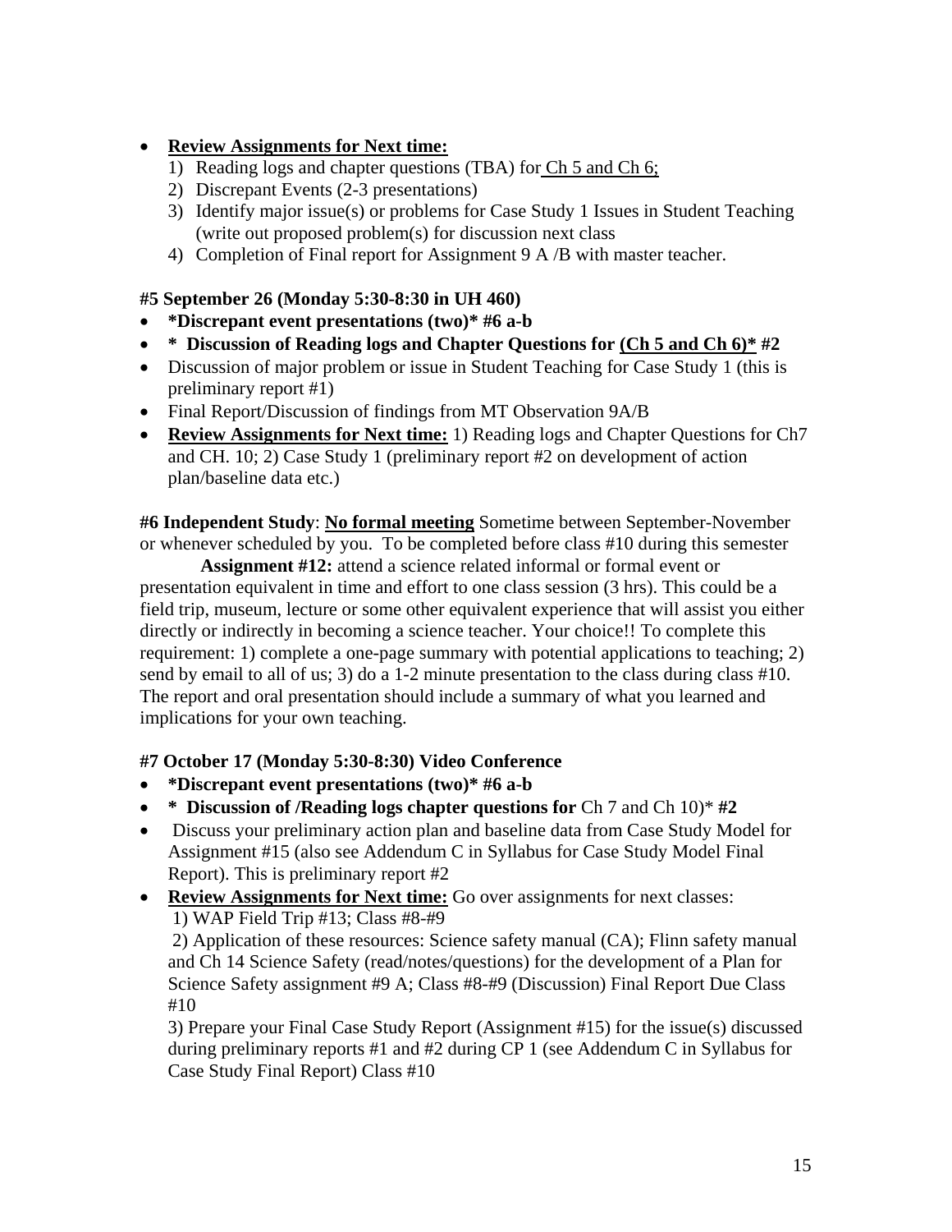- **Review Assignments for Next time:**
  1) Reading logs and chapter questions (TBA) for Ch 5 and Ch 6;
  2) Discrepant Events (2-3 presentations)
  3) Identify major issue(s) or problems for Case Study 1 Issues in Student Teaching (write out proposed problem(s) for discussion next class
  4) Completion of Final report for Assignment 9 A /B with master teacher.

**#5 September 26 (Monday 5:30-8:30 in UH 460)**

- ***Discrepant event presentations (two)* #6 a-b**
- **\* Discussion of Reading logs and Chapter Questions for (Ch 5 and Ch 6)* #2**
- Discussion of major problem or issue in Student Teaching for Case Study 1 (this is preliminary report #1)
- Final Report/Discussion of findings from MT Observation 9A/B
- **Review Assignments for Next time:** 1) Reading logs and Chapter Questions for Ch7 and CH. 10; 2) Case Study 1 (preliminary report #2 on development of action plan/baseline data etc.)

**#6 Independent Study**: **No formal meeting** Sometime between September-November or whenever scheduled by you. To be completed before class #10 during this semester

**Assignment #12:** attend a science related informal or formal event or presentation equivalent in time and effort to one class session (3 hrs). This could be a field trip, museum, lecture or some other equivalent experience that will assist you either directly or indirectly in becoming a science teacher. Your choice!! To complete this requirement: 1) complete a one-page summary with potential applications to teaching; 2) send by email to all of us; 3) do a 1-2 minute presentation to the class during class #10. The report and oral presentation should include a summary of what you learned and implications for your own teaching.

**#7 October 17 (Monday 5:30-8:30) Video Conference**

- ***Discrepant event presentations (two)* #6 a-b**
- **\* Discussion of /Reading logs chapter questions for** Ch 7 and Ch 10)* **#2**
- Discuss your preliminary action plan and baseline data from Case Study Model for Assignment #15 (also see Addendum C in Syllabus for Case Study Model Final Report). This is preliminary report #2
- **Review Assignments for Next time:** Go over assignments for next classes:
  1) WAP Field Trip #13; Class #8-#9
  2) Application of these resources: Science safety manual (CA); Flinn safety manual and Ch 14 Science Safety (read/notes/questions) for the development of a Plan for Science Safety assignment #9 A; Class #8-#9 (Discussion) Final Report Due Class #10
  3) Prepare your Final Case Study Report (Assignment #15) for the issue(s) discussed during preliminary reports #1 and #2 during CP 1 (see Addendum C in Syllabus for Case Study Final Report) Class #10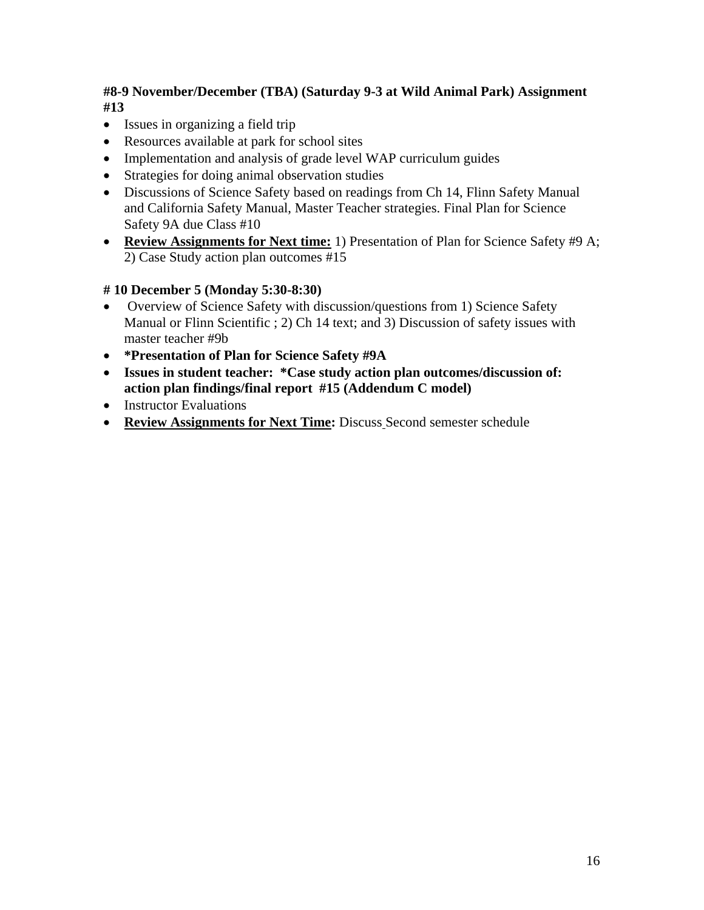**#8-9 November/December (TBA) (Saturday 9-3 at Wild Animal Park) Assignment #13**

- Issues in organizing a field trip
- Resources available at park for school sites
- Implementation and analysis of grade level WAP curriculum guides
- Strategies for doing animal observation studies
- Discussions of Science Safety based on readings from Ch 14, Flinn Safety Manual and California Safety Manual, Master Teacher strategies. Final Plan for Science Safety 9A due Class #10
- **Review Assignments for Next time:** 1) Presentation of Plan for Science Safety #9 A; 2) Case Study action plan outcomes #15

**# 10 December 5 (Monday 5:30-8:30)**

- Overview of Science Safety with discussion/questions from 1) Science Safety Manual or Flinn Scientific ; 2) Ch 14 text; and 3) Discussion of safety issues with master teacher #9b
- ***Presentation of Plan for Science Safety #9A**
- **Issues in student teacher: *Case study action plan outcomes/discussion of: action plan findings/final report #15 (Addendum C model)**
- Instructor Evaluations
- **Review Assignments for Next Time:** Discuss Second semester schedule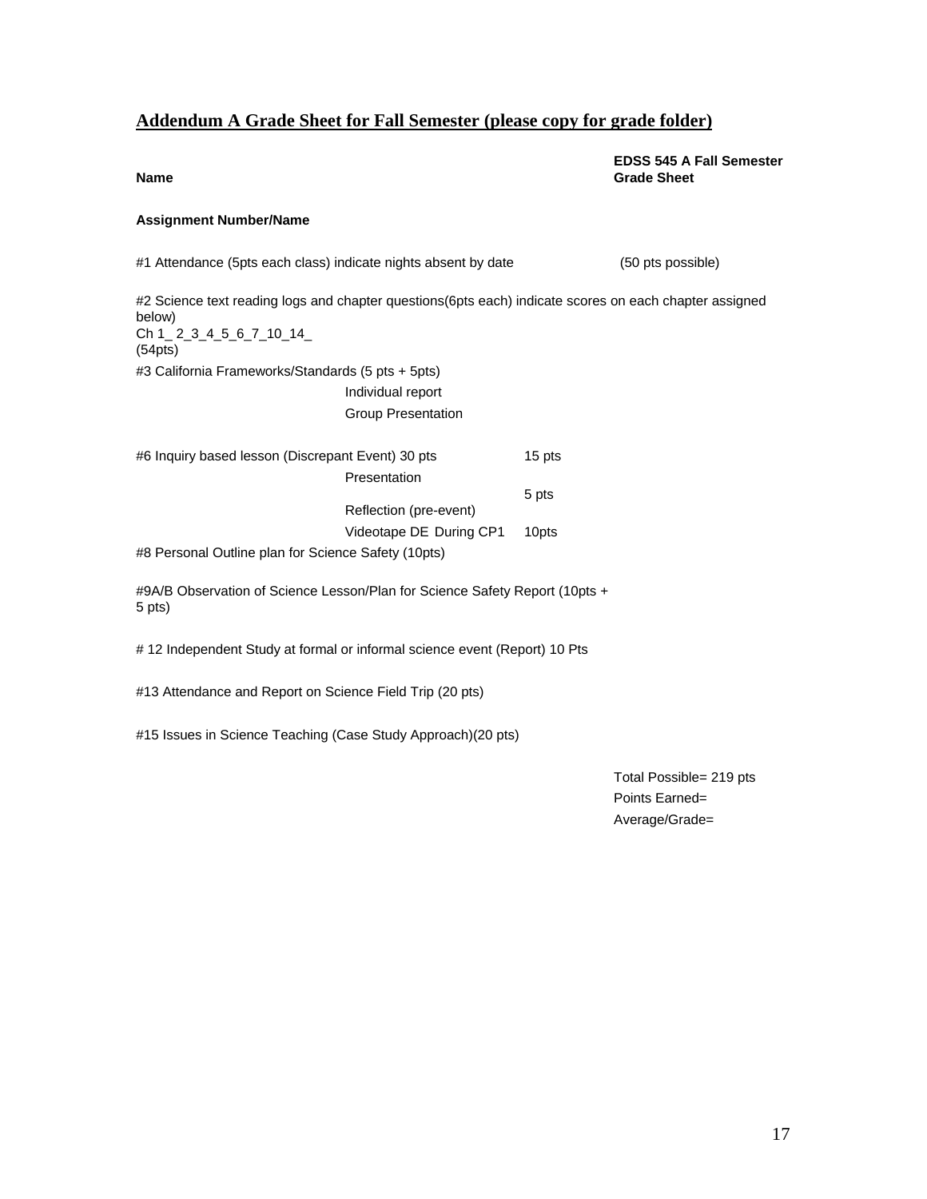## Addendum A Grade Sheet for Fall Semester (please copy for grade folder)

**Name** **EDSS 545 A Fall Semester Grade Sheet**

**Assignment Number/Name**

#1 Attendance (5pts each class) indicate nights absent by date (50 pts possible)

#2 Science text reading logs and chapter questions(6pts each) indicate scores on each chapter assigned below)
Ch 1_ 2_3_4_5_6_7_10_14_
(54pts)

#3 California Frameworks/Standards (5 pts + 5pts)
Individual report
Group Presentation

#6 Inquiry based lesson (Discrepant Event) 30 pts
Presentation 15 pts
Reflection (pre-event) 5 pts
Videotape DE During CP1 10pts

#8 Personal Outline plan for Science Safety (10pts)

#9A/B Observation of Science Lesson/Plan for Science Safety Report (10pts + 5 pts)

# 12 Independent Study at formal or informal science event (Report) 10 Pts

#13 Attendance and Report on Science Field Trip (20 pts)

#15 Issues in Science Teaching (Case Study Approach)(20 pts)

Total Possible= 219 pts
Points Earned=
Average/Grade=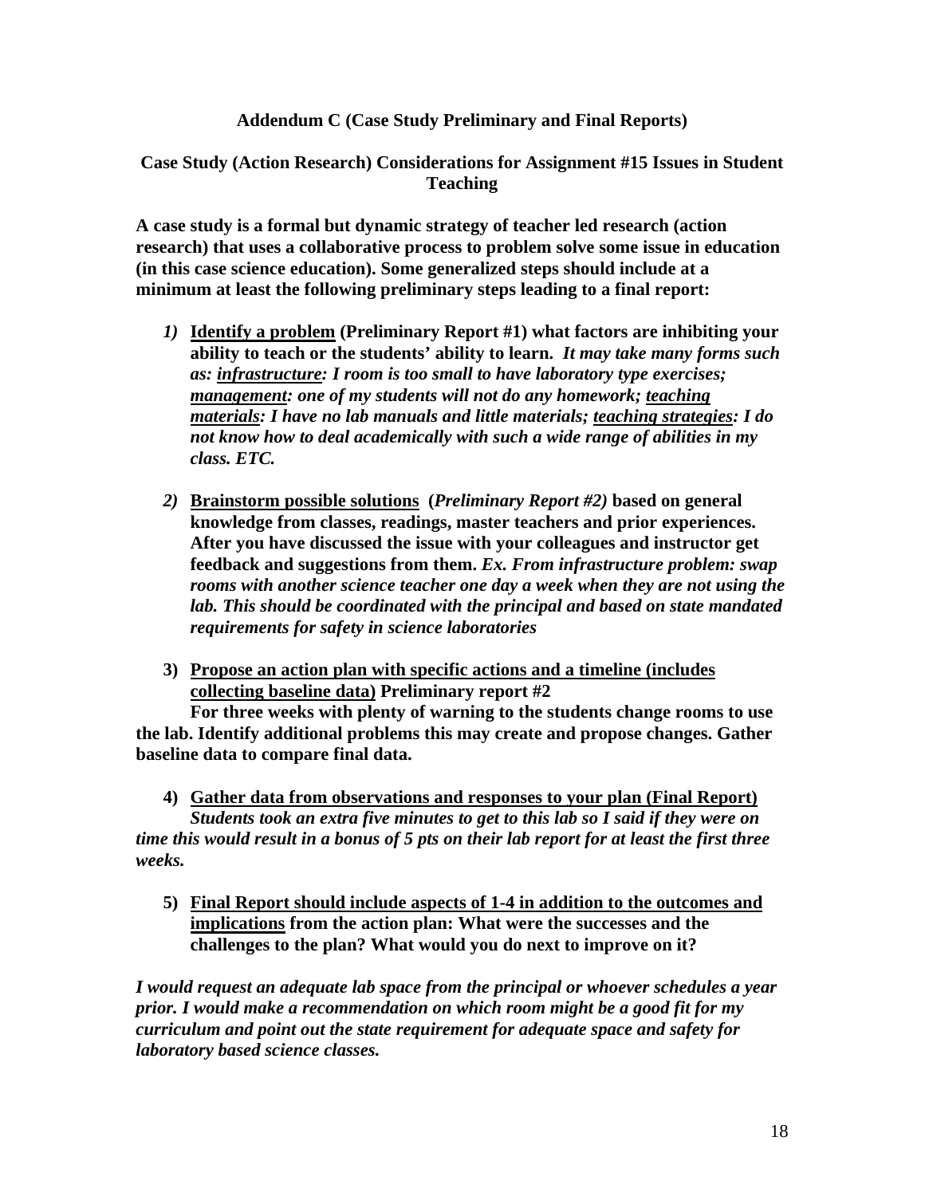**Addendum C (Case Study Preliminary and Final Reports)**

**Case Study (Action Research) Considerations for Assignment #15 Issues in Student Teaching**

**A case study is a formal but dynamic strategy of teacher led research (action research) that uses a collaborative process to problem solve some issue in education (in this case science education). Some generalized steps should include at a minimum at least the following preliminary steps leading to a final report:**

1) **Identify a problem (Preliminary Report #1) what factors are inhibiting your ability to teach or the students' ability to learn.** ***It may take many forms such as: infrastructure: I room is too small to have laboratory type exercises; management: one of my students will not do any homework; teaching materials: I have no lab manuals and little materials; teaching strategies: I do not know how to deal academically with such a wide range of abilities in my class. ETC.***

2) **Brainstorm possible solutions (*Preliminary Report #2*) based on general knowledge from classes, readings, master teachers and prior experiences. After you have discussed the issue with your colleagues and instructor get feedback and suggestions from them.** ***Ex. From infrastructure problem: swap rooms with another science teacher one day a week when they are not using the lab. This should be coordinated with the principal and based on state mandated requirements for safety in science laboratories***

3) **Propose an action plan with specific actions and a timeline (includes collecting baseline data) Preliminary report #2**
   **For three weeks with plenty of warning to the students change rooms to use the lab. Identify additional problems this may create and propose changes. Gather baseline data to compare final data.**

4) **Gather data from observations and responses to your plan (Final Report)**
   ***Students took an extra five minutes to get to this lab so I said if they were on time this would result in a bonus of 5 pts on their lab report for at least the first three weeks.***

5) **Final Report should include aspects of 1-4 in addition to the outcomes and implications from the action plan: What were the successes and the challenges to the plan? What would you do next to improve on it?**

***I would request an adequate lab space from the principal or whoever schedules a year prior. I would make a recommendation on which room might be a good fit for my curriculum and point out the state requirement for adequate space and safety for laboratory based science classes.***